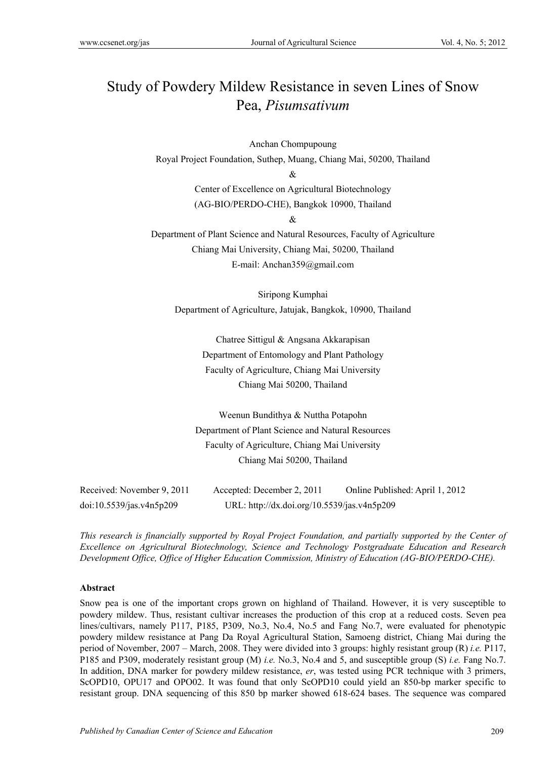# Study of Powdery Mildew Resistance in seven Lines of Snow Pea, *Pisumsativum*

Anchan Chompupoung

Royal Project Foundation, Suthep, Muang, Chiang Mai, 50200, Thailand

&

Center of Excellence on Agricultural Biotechnology

(AG-BIO/PERDO-CHE), Bangkok 10900, Thailand

&

Department of Plant Science and Natural Resources, Faculty of Agriculture

Chiang Mai University, Chiang Mai, 50200, Thailand

E-mail: Anchan359@gmail.com

Siripong Kumphai

Department of Agriculture, Jatujak, Bangkok, 10900, Thailand

Chatree Sittigul & Angsana Akkarapisan

Department of Entomology and Plant Pathology

Faculty of Agriculture, Chiang Mai University

Chiang Mai 50200, Thailand

Weenun Bundithya & Nuttha Potapohn

Department of Plant Science and Natural Resources

Faculty of Agriculture, Chiang Mai University

Chiang Mai 50200, Thailand

Received: November 9, 2011 Accepted: December 2, 2011 Online Published: April 1, 2012

doi:10.5539/jas.v4n5p209 URL: http://dx.doi.org/10.5539/jas.v4n5p209

*This research is financially supported by Royal Project Foundation, and partially supported by the Center of Excellence on Agricultural Biotechnology, Science and Technology Postgraduate Education and Research Development Office, Office of Higher Education Commission, Ministry of Education (AG-BIO/PERDO-CHE).*

### Abstract

Snow pea is one of the important crops grown on highland of Thailand. However, it is very susceptible to powdery mildew. Thus, resistant cultivar increases the production of this crop at a reduced costs. Seven pea lines/cultivars, namely P117, P185, P309, No.3, No.4, No.5 and Fang No.7, were evaluated for phenotypic powdery mildew resistance at Pang Da Royal Agricultural Station, Samoeng district, Chiang Mai during the period of November, 2007 – March, 2008. They were divided into 3 groups: highly resistant group (R) *i.e.* P117, P185 and P309, moderately resistant group (M) *i.e.* No.3, No.4 and 5, and susceptible group (S) *i.e.* Fang No.7. In addition, DNA marker for powdery mildew resistance, *er*, was tested using PCR technique with 3 primers, ScOPD10, OPU17 and OPO02. It was found that only ScOPD10 could yield an 850-bp marker specific to resistant group. DNA sequencing of this 850 bp marker showed 618-624 bases. The sequence was compared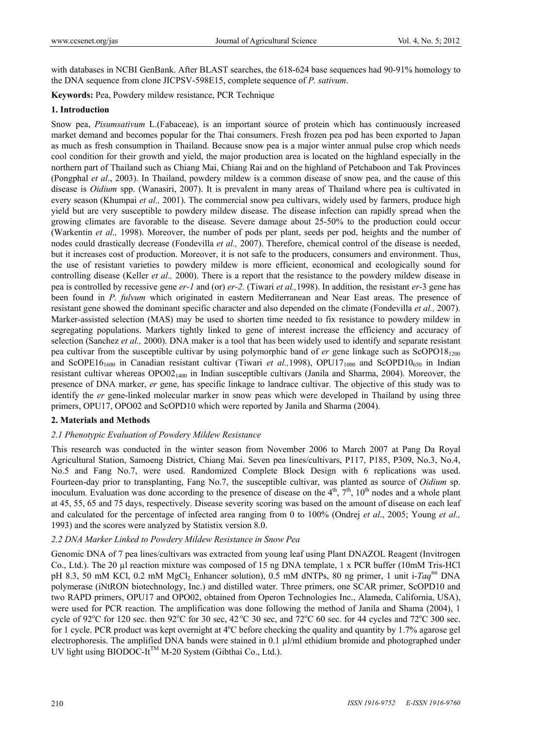with databases in NCBI GenBank. After BLAST searches, the 618-624 base sequences had 90-91% homology to the DNA sequence from clone JICPSV-598E15, complete sequence of *P. sativum*.

**Keywords:** Pea, Powdery mildew resistance, PCR Technique

## 1. Introduction

Snow pea, *Pisumsativum* L.(Fabaceae), is an important source of protein which has continuously increased market demand and becomes popular for the Thai consumers. Fresh frozen pea pod has been exported to Japan as much as fresh consumption in Thailand. Because snow pea is a major winter annual pulse crop which needs cool condition for their growth and yield, the major production area is located on the highland especially in the northern part of Thailand such as Chiang Mai, Chiang Rai and on the highland of Petchaboon and Tak Provinces (Pongphal *et al*., 2003). In Thailand, powdery mildew is a common disease of snow pea, and the cause of this disease is *Oidium* spp. (Wanasiri, 2007). It is prevalent in many areas of Thailand where pea is cultivated in every season (Khumpai *et al.,* 2001). The commercial snow pea cultivars, widely used by farmers, produce high yield but are very susceptible to powdery mildew disease. The disease infection can rapidly spread when the growing climates are favorable to the disease. Severe damage about 25-50% to the production could occur (Warkentin *et al.,* 1998). Moreover, the number of pods per plant, seeds per pod, heights and the number of nodes could drastically decrease (Fondevilla *et al.,* 2007). Therefore, chemical control of the disease is needed, but it increases cost of production. Moreover, it is not safe to the producers, consumers and environment. Thus, the use of resistant varieties to powdery mildew is more efficient, economical and ecologically sound for controlling disease (Keller *et al.,* 2000). There is a report that the resistance to the powdery mildew disease in pea is controlled by recessive gene *er-1* and (or) *er-2.* (Tiwari *et al.,*1998). In addition, the resistant *er*-3 gene has been found in *P. fulvum* which originated in eastern Mediterranean and Near East areas. The presence of resistant gene showed the dominant specific character and also depended on the climate (Fondevilla *et al.,* 2007). Marker-assisted selection (MAS) may be used to shorten time needed to fix resistance to powdery mildew in segregating populations. Markers tightly linked to gene of interest increase the efficiency and accuracy of selection (Sanchez *et al.,* 2000). DNA maker is a tool that has been widely used to identify and separate resistant pea cultivar from the susceptible cultivar by using polymorphic band of *er* gene linkage such as $ScOPO18_{1200}$ and $ScOPE16_{1600}$ in Canadian resistant cultivar (Tiwari *et al.,*1998), $OPU17_{1000}$ and $ScOPD10_{650}$ in Indian resistant cultivar whereas $OPO02_{1400}$ in Indian susceptible cultivars (Janila and Sharma, 2004). Moreover, the presence of DNA marker, *er* gene, has specific linkage to landrace cultivar. The objective of this study was to identify the *er* gene-linked molecular marker in snow peas which were developed in Thailand by using three primers, OPU17, OPO02 and ScOPD10 which were reported by Janila and Sharma (2004).

## 2. Materials and Methods

### *2.1 Phenotypic Evaluation of Powdery Mildew Resistance*

This research was conducted in the winter season from November 2006 to March 2007 at Pang Da Royal Agricultural Station, Samoeng District, Chiang Mai. Seven pea lines/cultivars, P117, P185, P309, No.3, No.4, No.5 and Fang No.7, were used. Randomized Complete Block Design with 6 replications was used. Fourteen-day prior to transplanting, Fang No.7, the susceptible cultivar, was planted as source of *Oidium* sp. inoculum. Evaluation was done according to the presence of disease on the $4^{th}$, $7^{th}$, $10^{th}$ nodes and a whole plant at 45, 55, 65 and 75 days, respectively. Disease severity scoring was based on the amount of disease on each leaf and calculated for the percentage of infected area ranging from 0 to 100% (Ondrej *et al*., 2005; Young *et al.,* 1993) and the scores were analyzed by Statistix version 8.0.

### *2.2 DNA Marker Linked to Powdery Mildew Resistance in Snow Pea*

Genomic DNA of 7 pea lines/cultivars was extracted from young leaf using Plant DNAZOL Reagent (Invitrogen Co., Ltd.). The 20 µl reaction mixture was composed of 15 ng DNA template, 1 x PCR buffer (10mM Tris-HCl pH 8.3, 50 mM KCl, 0.2 mM $MgCl_2$, Enhancer solution), 0.5 mM dNTPs, 80 ng primer, 1 unit i-*Taq*[tm] DNA polymerase (iNtRON biotechnology, Inc.) and distilled water. Three primers, one SCAR primer, ScOPD10 and two RAPD primers, OPU17 and OPO02, obtained from Operon Technologies Inc., Alameda, California, USA), were used for PCR reaction. The amplification was done following the method of Janila and Shama (2004), 1 cycle of 92°C for 120 sec. then 92°C for 30 sec, 42 °C 30 sec, and 72°C 60 sec. for 44 cycles and 72°C 300 sec. for 1 cycle. PCR product was kept overnight at 4°C before checking the quality and quantity by 1.7% agarose gel electrophoresis. The amplified DNA bands were stained in 0.1 µl/ml ethidium bromide and photographed under UV light using BIODOC-It[TM] M-20 System (Gibthai Co., Ltd.).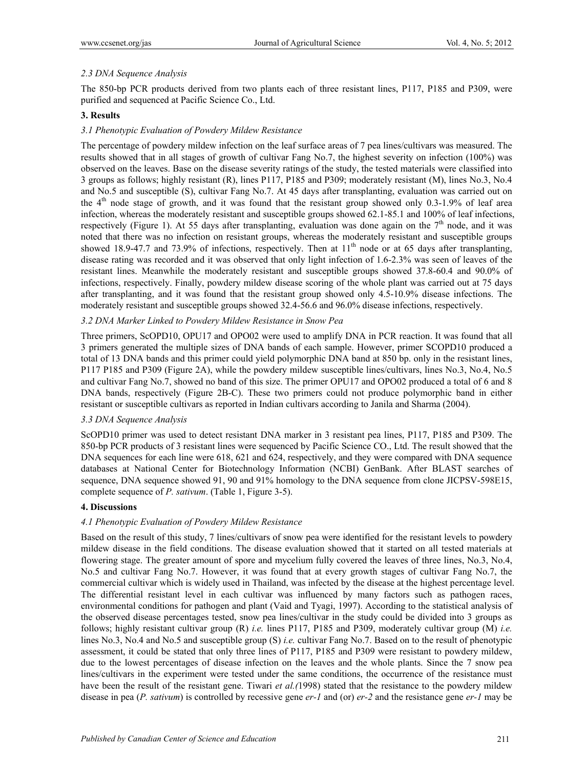### 2.3 DNA Sequence Analysis

The 850-bp PCR products derived from two plants each of three resistant lines, P117, P185 and P309, were purified and sequenced at Pacific Science Co., Ltd.

## 3. Results

### 3.1 Phenotypic Evaluation of Powdery Mildew Resistance

The percentage of powdery mildew infection on the leaf surface areas of 7 pea lines/cultivars was measured. The results showed that in all stages of growth of cultivar Fang No.7, the highest severity on infection (100%) was observed on the leaves. Base on the disease severity ratings of the study, the tested materials were classified into 3 groups as follows; highly resistant (R), lines P117, P185 and P309; moderately resistant (M), lines No.3, No.4 and No.5 and susceptible (S), cultivar Fang No.7. At 45 days after transplanting, evaluation was carried out on the 4[th] node stage of growth, and it was found that the resistant group showed only 0.3-1.9% of leaf area infection, whereas the moderately resistant and susceptible groups showed 62.1-85.1 and 100% of leaf infections, respectively (Figure 1). At 55 days after transplanting, evaluation was done again on the 7[th] node, and it was noted that there was no infection on resistant groups, whereas the moderately resistant and susceptible groups showed 18.9-47.7 and 73.9% of infections, respectively. Then at 11[th] node or at 65 days after transplanting, disease rating was recorded and it was observed that only light infection of 1.6-2.3% was seen of leaves of the resistant lines. Meanwhile the moderately resistant and susceptible groups showed 37.8-60.4 and 90.0% of infections, respectively. Finally, powdery mildew disease scoring of the whole plant was carried out at 75 days after transplanting, and it was found that the resistant group showed only 4.5-10.9% disease infections. The moderately resistant and susceptible groups showed 32.4-56.6 and 96.0% disease infections, respectively.

### 3.2 DNA Marker Linked to Powdery Mildew Resistance in Snow Pea

Three primers, ScOPD10, OPU17 and OPO02 were used to amplify DNA in PCR reaction. It was found that all 3 primers generated the multiple sizes of DNA bands of each sample. However, primer SCOPD10 produced a total of 13 DNA bands and this primer could yield polymorphic DNA band at 850 bp. only in the resistant lines, P117 P185 and P309 (Figure 2A), while the powdery mildew susceptible lines/cultivars, lines No.3, No.4, No.5 and cultivar Fang No.7, showed no band of this size. The primer OPU17 and OPO02 produced a total of 6 and 8 DNA bands, respectively (Figure 2B-C). These two primers could not produce polymorphic band in either resistant or susceptible cultivars as reported in Indian cultivars according to Janila and Sharma (2004).

### 3.3 DNA Sequence Analysis

ScOPD10 primer was used to detect resistant DNA marker in 3 resistant pea lines, P117, P185 and P309. The 850-bp PCR products of 3 resistant lines were sequenced by Pacific Science CO., Ltd. The result showed that the DNA sequences for each line were 618, 621 and 624, respectively, and they were compared with DNA sequence databases at National Center for Biotechnology Information (NCBI) GenBank. After BLAST searches of sequence, DNA sequence showed 91, 90 and 91% homology to the DNA sequence from clone JICPSV-598E15, complete sequence of *P. sativum*. (Table 1, Figure 3-5).

## 4. Discussions

### 4.1 Phenotypic Evaluation of Powdery Mildew Resistance

Based on the result of this study, 7 lines/cultivars of snow pea were identified for the resistant levels to powdery mildew disease in the field conditions. The disease evaluation showed that it started on all tested materials at flowering stage. The greater amount of spore and mycelium fully covered the leaves of three lines, No.3, No.4, No.5 and cultivar Fang No.7. However, it was found that at every growth stages of cultivar Fang No.7, the commercial cultivar which is widely used in Thailand, was infected by the disease at the highest percentage level. The differential resistant level in each cultivar was influenced by many factors such as pathogen races, environmental conditions for pathogen and plant (Vaid and Tyagi, 1997). According to the statistical analysis of the observed disease percentages tested, snow pea lines/cultivar in the study could be divided into 3 groups as follows; highly resistant cultivar group (R) *i.e.* lines P117, P185 and P309, moderately cultivar group (M) *i.e.* lines No.3, No.4 and No.5 and susceptible group (S) *i.e.* cultivar Fang No.7. Based on to the result of phenotypic assessment, it could be stated that only three lines of P117, P185 and P309 were resistant to powdery mildew, due to the lowest percentages of disease infection on the leaves and the whole plants. Since the 7 snow pea lines/cultivars in the experiment were tested under the same conditions, the occurrence of the resistance must have been the result of the resistant gene. Tiwari *et al.(*1998) stated that the resistance to the powdery mildew disease in pea (*P. sativum*) is controlled by recessive gene *er-1* and (or) *er-2* and the resistance gene *er-1* may be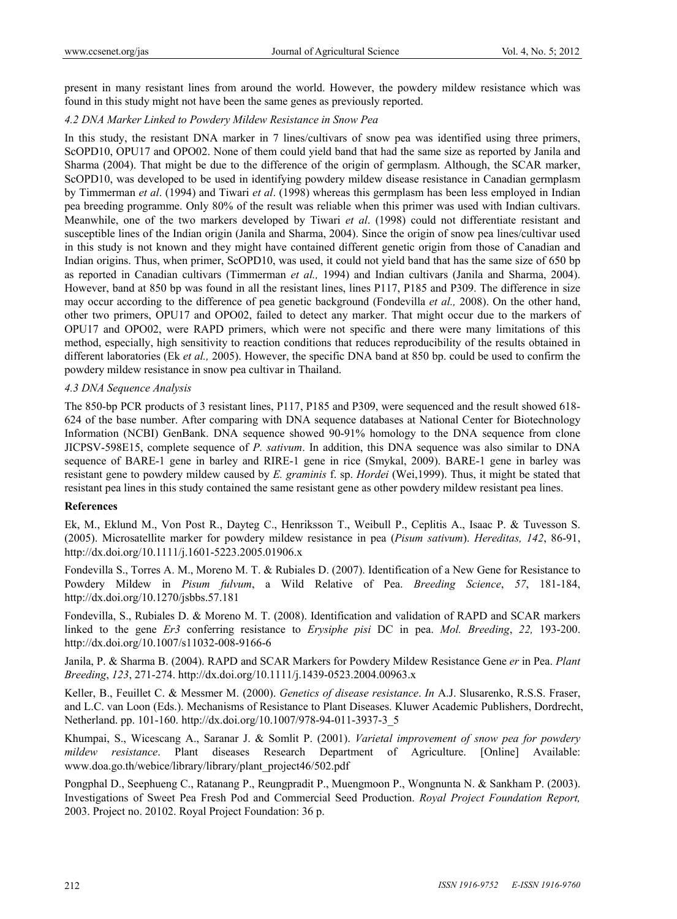present in many resistant lines from around the world. However, the powdery mildew resistance which was found in this study might not have been the same genes as previously reported.

### *4.2 DNA Marker Linked to Powdery Mildew Resistance in Snow Pea*

In this study, the resistant DNA marker in 7 lines/cultivars of snow pea was identified using three primers, ScOPD10, OPU17 and OPO02. None of them could yield band that had the same size as reported by Janila and Sharma (2004). That might be due to the difference of the origin of germplasm. Although, the SCAR marker, ScOPD10, was developed to be used in identifying powdery mildew disease resistance in Canadian germplasm by Timmerman *et al*. (1994) and Tiwari *et al*. (1998) whereas this germplasm has been less employed in Indian pea breeding programme. Only 80% of the result was reliable when this primer was used with Indian cultivars. Meanwhile, one of the two markers developed by Tiwari *et al*. (1998) could not differentiate resistant and susceptible lines of the Indian origin (Janila and Sharma, 2004). Since the origin of snow pea lines/cultivar used in this study is not known and they might have contained different genetic origin from those of Canadian and Indian origins. Thus, when primer, ScOPD10, was used, it could not yield band that has the same size of 650 bp as reported in Canadian cultivars (Timmerman *et al.,* 1994) and Indian cultivars (Janila and Sharma, 2004). However, band at 850 bp was found in all the resistant lines, lines P117, P185 and P309. The difference in size may occur according to the difference of pea genetic background (Fondevilla *et al.,* 2008). On the other hand, other two primers, OPU17 and OPO02, failed to detect any marker. That might occur due to the markers of OPU17 and OPO02, were RAPD primers, which were not specific and there were many limitations of this method, especially, high sensitivity to reaction conditions that reduces reproducibility of the results obtained in different laboratories (Ek *et al.,* 2005). However, the specific DNA band at 850 bp. could be used to confirm the powdery mildew resistance in snow pea cultivar in Thailand.

### *4.3 DNA Sequence Analysis*

The 850-bp PCR products of 3 resistant lines, P117, P185 and P309, were sequenced and the result showed 618-624 of the base number. After comparing with DNA sequence databases at National Center for Biotechnology Information (NCBI) GenBank. DNA sequence showed 90-91% homology to the DNA sequence from clone JICPSV-598E15, complete sequence of *P. sativum*. In addition, this DNA sequence was also similar to DNA sequence of BARE-1 gene in barley and RIRE-1 gene in rice (Smykal, 2009). BARE-1 gene in barley was resistant gene to powdery mildew caused by *E. graminis* f. sp. *Hordei* (Wei,1999). Thus, it might be stated that resistant pea lines in this study contained the same resistant gene as other powdery mildew resistant pea lines.

## References

Ek, M., Eklund M., Von Post R., Dayteg C., Henriksson T., Weibull P., Ceplitis A., Isaac P. & Tuvesson S. (2005). Microsatellite marker for powdery mildew resistance in pea (*Pisum sativum*). *Hereditas, 142*, 86-91, http://dx.doi.org/10.1111/j.1601-5223.2005.01906.x

Fondevilla S., Torres A. M., Moreno M. T. & Rubiales D. (2007). Identification of a New Gene for Resistance to Powdery Mildew in *Pisum fulvum*, a Wild Relative of Pea. *Breeding Science*, *57*, 181-184, http://dx.doi.org/10.1270/jsbbs.57.181

Fondevilla, S., Rubiales D. & Moreno M. T. (2008). Identification and validation of RAPD and SCAR markers linked to the gene *Er3* conferring resistance to *Erysiphe pisi* DC in pea. *Mol. Breeding*, *22,* 193-200. http://dx.doi.org/10.1007/s11032-008-9166-6

Janila, P. & Sharma B. (2004). RAPD and SCAR Markers for Powdery Mildew Resistance Gene *er* in Pea. *Plant Breeding*, *123*, 271-274. http://dx.doi.org/10.1111/j.1439-0523.2004.00963.x

Keller, B., Feuillet C. & Messmer M. (2000). *Genetics of disease resistance*. *In* A.J. Slusarenko, R.S.S. Fraser, and L.C. van Loon (Eds.). Mechanisms of Resistance to Plant Diseases. Kluwer Academic Publishers, Dordrecht, Netherland. pp. 101-160. http://dx.doi.org/10.1007/978-94-011-3937-3_5

Khumpai, S., Wicescang A., Saranar J. & Somlit P. (2001). *Varietal improvement of snow pea for powdery mildew resistance*. Plant diseases Research Department of Agriculture. [Online] Available: www.doa.go.th/webice/library/library/plant_project46/502.pdf

Pongphal D., Seephueng C., Ratanang P., Reungpradit P., Muengmoon P., Wongnunta N. & Sankham P. (2003). Investigations of Sweet Pea Fresh Pod and Commercial Seed Production. *Royal Project Foundation Report,* 2003. Project no. 20102. Royal Project Foundation: 36 p.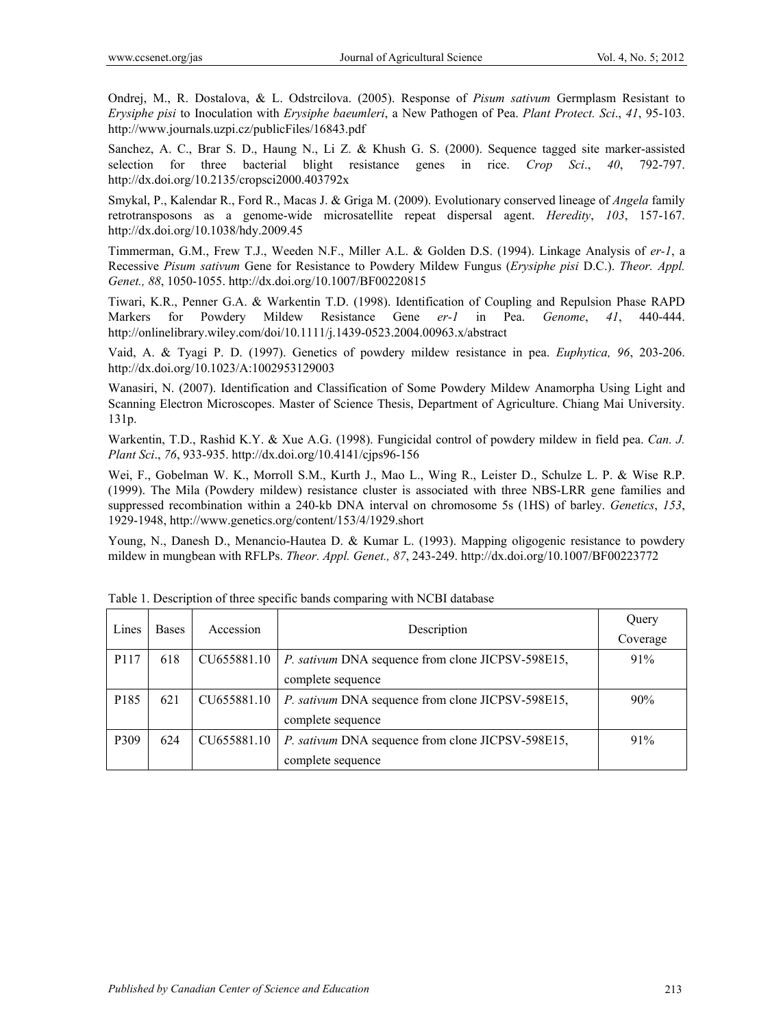Ondrej, M., R. Dostalova, & L. Odstrcilova. (2005). Response of *Pisum sativum* Germplasm Resistant to *Erysiphe pisi* to Inoculation with *Erysiphe baeumleri*, a New Pathogen of Pea. *Plant Protect. Sci*., *41*, 95-103. http://www.journals.uzpi.cz/publicFiles/16843.pdf

Sanchez, A. C., Brar S. D., Haung N., Li Z. & Khush G. S. (2000). Sequence tagged site marker-assisted selection for three bacterial blight resistance genes in rice. *Crop Sci*., *40*, 792-797. http://dx.doi.org/10.2135/cropsci2000.403792x

Smykal, P., Kalendar R., Ford R., Macas J. & Griga M. (2009). Evolutionary conserved lineage of *Angela* family retrotransposons as a genome-wide microsatellite repeat dispersal agent. *Heredity*, *103*, 157-167. http://dx.doi.org/10.1038/hdy.2009.45

Timmerman, G.M., Frew T.J., Weeden N.F., Miller A.L. & Golden D.S. (1994). Linkage Analysis of *er-1*, a Recessive *Pisum sativum* Gene for Resistance to Powdery Mildew Fungus (*Erysiphe pisi* D.C.). *Theor. Appl. Genet., 88*, 1050-1055. http://dx.doi.org/10.1007/BF00220815

Tiwari, K.R., Penner G.A. & Warkentin T.D. (1998). Identification of Coupling and Repulsion Phase RAPD Markers for Powdery Mildew Resistance Gene *er-1* in Pea. *Genome*, *41*, 440-444. http://onlinelibrary.wiley.com/doi/10.1111/j.1439-0523.2004.00963.x/abstract

Vaid, A. & Tyagi P. D. (1997). Genetics of powdery mildew resistance in pea. *Euphytica, 96*, 203-206. http://dx.doi.org/10.1023/A:1002953129003

Wanasiri, N. (2007). Identification and Classification of Some Powdery Mildew Anamorpha Using Light and Scanning Electron Microscopes. Master of Science Thesis, Department of Agriculture. Chiang Mai University. 131p.

Warkentin, T.D., Rashid K.Y. & Xue A.G. (1998). Fungicidal control of powdery mildew in field pea. *Can. J. Plant Sci*., *76*, 933-935. http://dx.doi.org/10.4141/cjps96-156

Wei, F., Gobelman W. K., Morroll S.M., Kurth J., Mao L., Wing R., Leister D., Schulze L. P. & Wise R.P. (1999). The Mila (Powdery mildew) resistance cluster is associated with three NBS-LRR gene families and suppressed recombination within a 240-kb DNA interval on chromosome 5s (1HS) of barley. *Genetics*, *153*, 1929-1948, http://www.genetics.org/content/153/4/1929.short

Young, N., Danesh D., Menancio-Hautea D. & Kumar L. (1993). Mapping oligogenic resistance to powdery mildew in mungbean with RFLPs. *Theor. Appl. Genet., 87*, 243-249. http://dx.doi.org/10.1007/BF00223772

Table 1. Description of three specific bands comparing with NCBI database

| Lines | Bases | Accession | Description | Query Coverage |
|---|---|---|---|---|
| P117 | 618 | CU655881.10 | *P. sativum* DNA sequence from clone JICPSV-598E15, complete sequence | 91% |
| P185 | 621 | CU655881.10 | *P. sativum* DNA sequence from clone JICPSV-598E15, complete sequence | 90% |
| P309 | 624 | CU655881.10 | *P. sativum* DNA sequence from clone JICPSV-598E15, complete sequence | 91% |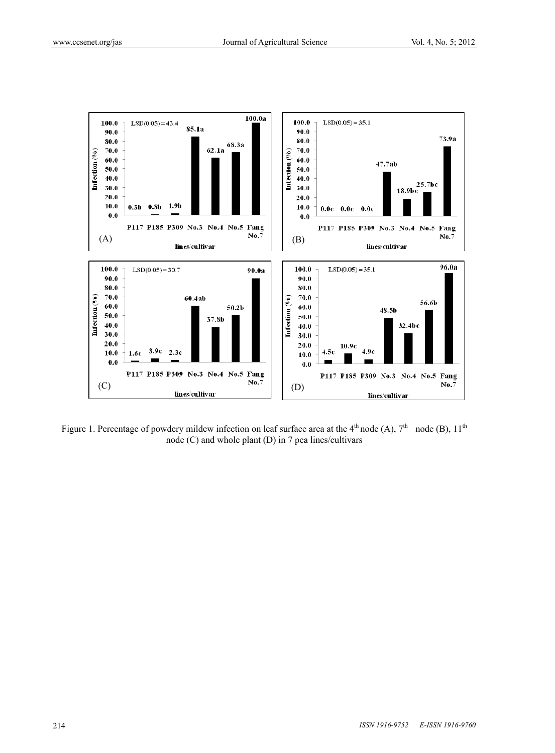Figure 1. Percentage of powdery mildew infection on leaf surface area at the 4th node (A), 7th node (B), 11th node (C) and whole plant (D) in 7 pea lines/cultivars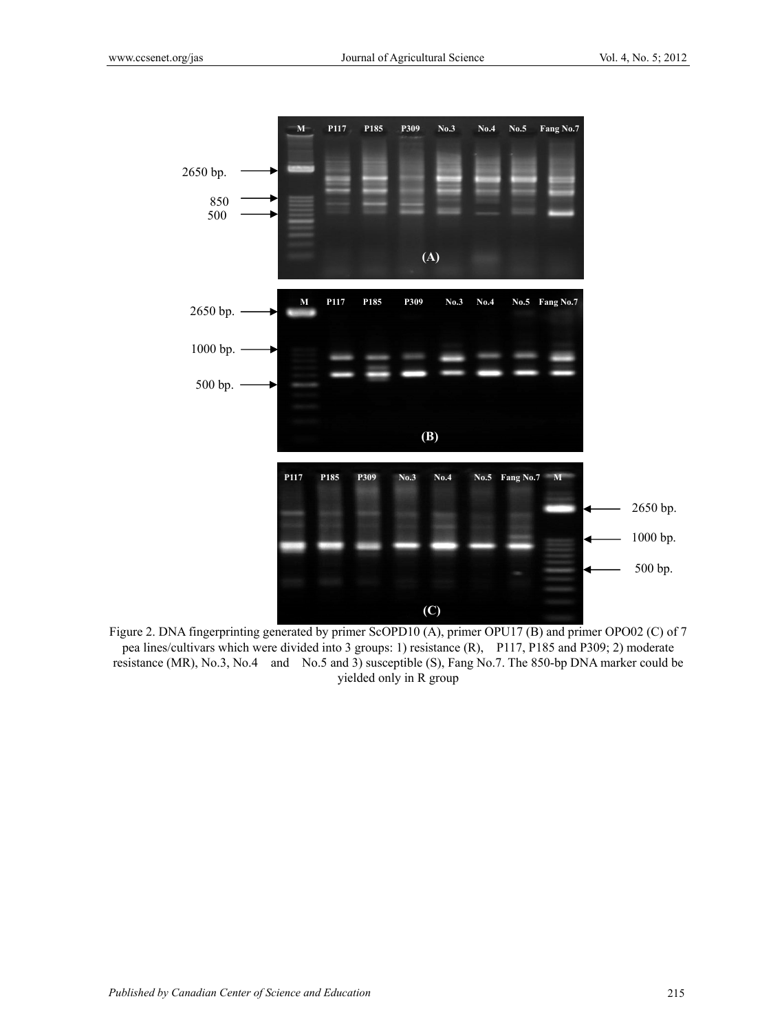Figure 2. DNA fingerprinting generated by primer ScOPD10 (A), primer OPU17 (B) and primer OPO02 (C) of 7 pea lines/cultivars which were divided into 3 groups: 1) resistance (R), P117, P185 and P309; 2) moderate resistance (MR), No.3, No.4 and No.5 and 3) susceptible (S), Fang No.7. The 850-bp DNA marker could be yielded only in R group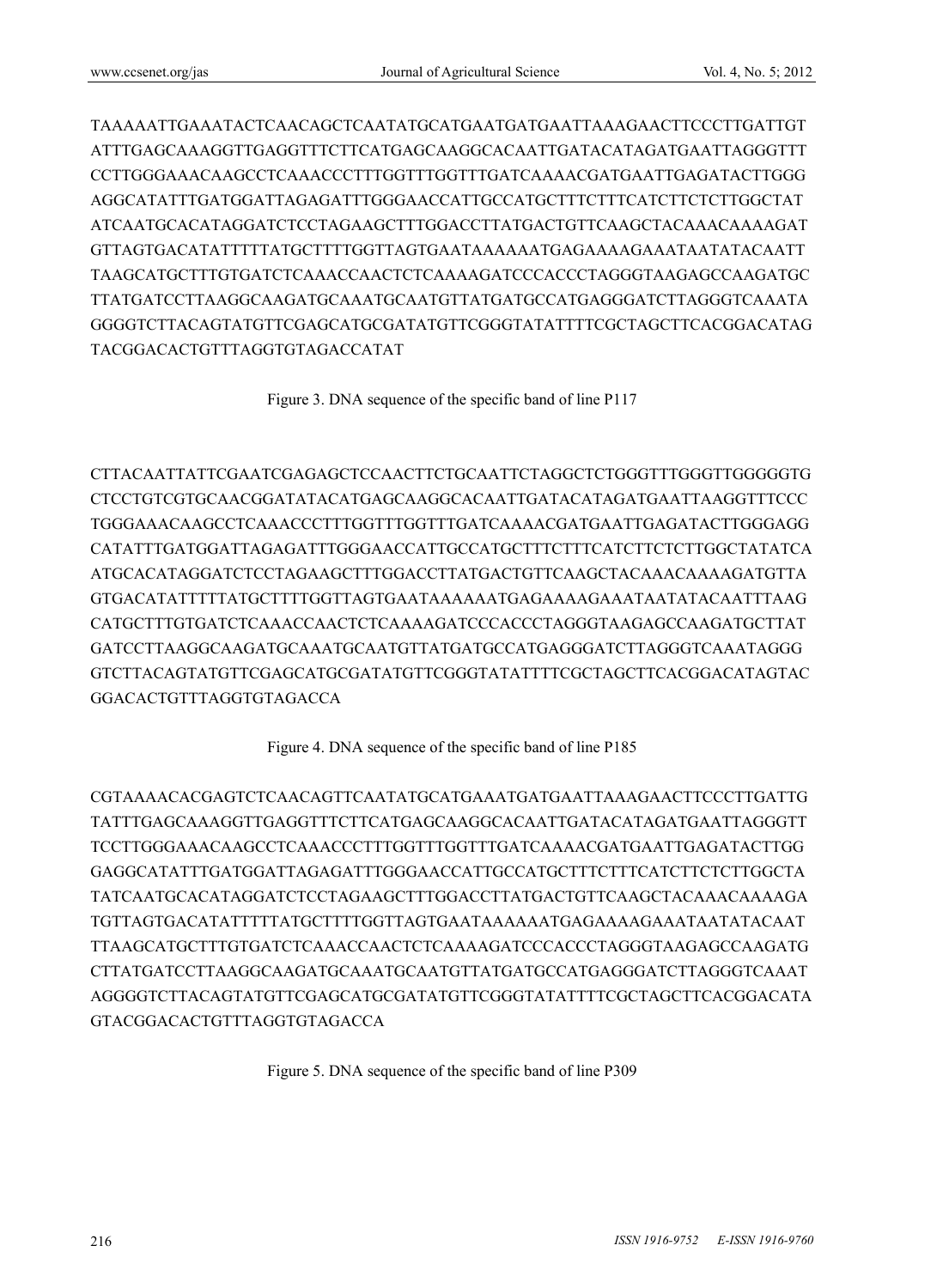TAAAAATTGAAATACTCAACAGCTCAATATGCATGAATGATGAATTAAAGAACTTCCCTTGATTGT
ATTTGAGCAAAGGTTGAGGTTTCTTCATGAGCAAGGCACAATTGATACATAGATGAATTAGGGTTT
CCTTGGGAAACAAGCCTCAAACCCTTTGGTTTGGTTTGATCAAAACGATGAATTGAGATACTTGGG
AGGCATATTTGATGGATTAGAGATTTGGGAACCATTGCCATGCTTTCTTTCATCTTCTCTTGGCTAT
ATCAATGCACATAGGATCTCCTAGAAGCTTTGGACCTTATGACTGTTCAAGCTACAAACAAAAGAT
GTTAGTGACATATTTTTATGCTTTTGGTTAGTGAATAAAAAATGAGAAAAGAAATAATATACAATT
TAAGCATGCTTTGTGATCTCAAACCAACTCTCAAAAGATCCCACCCTAGGGTAAGAGCCAAGATGC
TTATGATCCTTAAGGCAAGATGCAAATGCAATGTTATGATGCCATGAGGGATCTTAGGGTCAAATA
GGGGTCTTACAGTATGTTCGAGCATGCGATATGTTCGGGTATATTTTCGCTAGCTTCACGGACATAG
TACGGACACTGTTTAGGTGTAGACCATAT

Figure 3. DNA sequence of the specific band of line P117

CTTACAATTATTCGAATCGAGAGCTCCAACTTCTGCAATTCTAGGCTCTGGGTTTGGGTTGGGGGTG
CTCCTGTCGTGCAACGGATATACATGAGCAAGGCACAATTGATACATAGATGAATTAAGGTTTCCC
TGGGAAACAAGCCTCAAACCCTTTGGTTTGGTTTGATCAAAACGATGAATTGAGATACTTGGGAGG
CATATTTGATGGATTAGAGATTTGGGAACCATTGCCATGCTTTCTTTCATCTTCTCTTGGCTATATCA
ATGCACATAGGATCTCCTAGAAGCTTTGGACCTTATGACTGTTCAAGCTACAAACAAAAGATGTTA
GTGACATATTTTTATGCTTTTGGTTAGTGAATAAAAAATGAGAAAAGAAATAATATACAATTTAAG
CATGCTTTGTGATCTCAAACCAACTCTCAAAAGATCCCACCCTAGGGTAAGAGCCAAGATGCTTAT
GATCCTTAAGGCAAGATGCAAATGCAATGTTATGATGCCATGAGGGATCTTAGGGTCAAATAGGG
GTCTTACAGTATGTTCGAGCATGCGATATGTTCGGGTATATTTTCGCTAGCTTCACGGACATAGTAC
GGACACTGTTTAGGTGTAGACCA

Figure 4. DNA sequence of the specific band of line P185

CGTAAAACACGAGTCTCAACAGTTCAATATGCATGAAATGATGAATTAAAGAACTTCCCTTGATTG
TATTTGAGCAAAGGTTGAGGTTTCTTCATGAGCAAGGCACAATTGATACATAGATGAATTAGGGTT
TCCTTGGGAAACAAGCCTCAAACCCTTTGGTTTGGTTTGATCAAAACGATGAATTGAGATACTTGG
GAGGCATATTTGATGGATTAGAGATTTGGGAACCATTGCCATGCTTTCTTTCATCTTCTCTTGGCTA
TATCAATGCACATAGGATCTCCTAGAAGCTTTGGACCTTATGACTGTTCAAGCTACAAACAAAAGA
TGTTAGTGACATATTTTTATGCTTTTGGTTAGTGAATAAAAAATGAGAAAAGAAATAATATACAAT
TTAAGCATGCTTTGTGATCTCAAACCAACTCTCAAAAGATCCCACCCTAGGGTAAGAGCCAAGATG
CTTATGATCCTTAAGGCAAGATGCAAATGCAATGTTATGATGCCATGAGGGATCTTAGGGTCAAAT
AGGGGTCTTACAGTATGTTCGAGCATGCGATATGTTCGGGTATATTTTCGCTAGCTTCACGGACATA
GTACGGACACTGTTTAGGTGTAGACCA

Figure 5. DNA sequence of the specific band of line P309